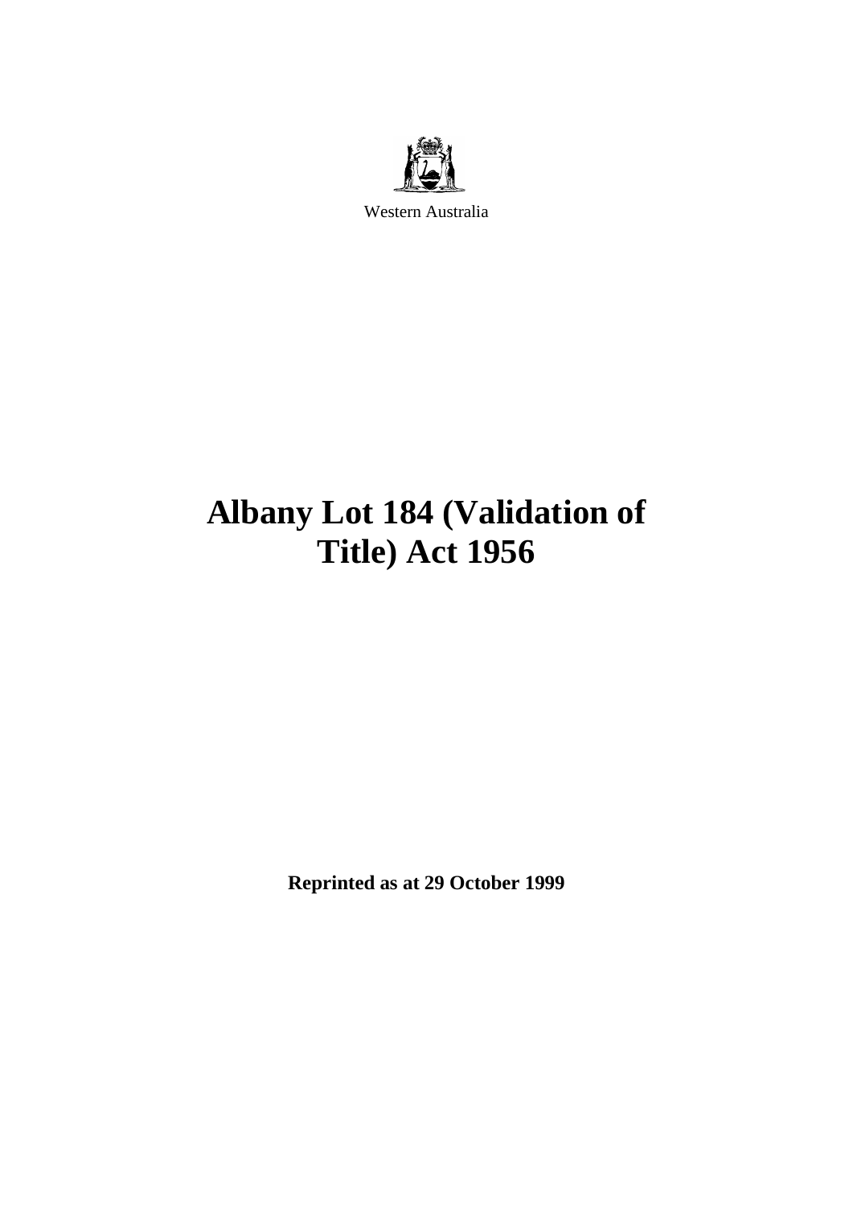Western Australia

# Albany Lot 184 (Validation of Title) Act 1956

**Reprinted as at 29 October 1999**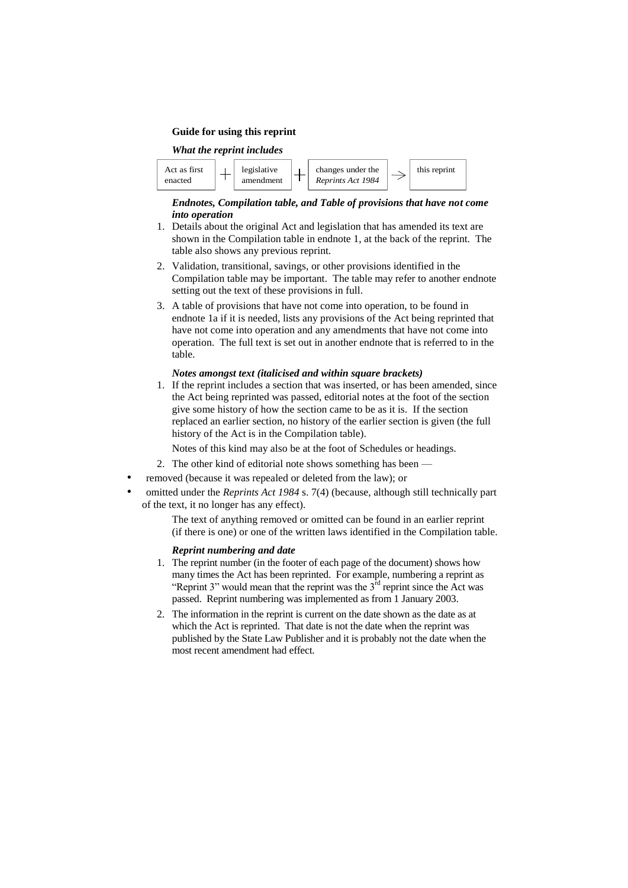**Guide for using this reprint**

***What the reprint includes***

| Act as first enacted | + | legislative amendment | + | changes under the *Reprints Act 1984* | → | this reprint |
|---|---|---|---|---|---|---|

***Endnotes, Compilation table, and Table of provisions that have not come into operation***

1. Details about the original Act and legislation that has amended its text are shown in the Compilation table in endnote 1, at the back of the reprint. The table also shows any previous reprint.
2. Validation, transitional, savings, or other provisions identified in the Compilation table may be important. The table may refer to another endnote setting out the text of these provisions in full.
3. A table of provisions that have not come into operation, to be found in endnote 1a if it is needed, lists any provisions of the Act being reprinted that have not come into operation and any amendments that have not come into operation. The full text is set out in another endnote that is referred to in the table.

***Notes amongst text (italicised and within square brackets)***

1. If the reprint includes a section that was inserted, or has been amended, since the Act being reprinted was passed, editorial notes at the foot of the section give some history of how the section came to be as it is. If the section replaced an earlier section, no history of the earlier section is given (the full history of the Act is in the Compilation table).

   Notes of this kind may also be at the foot of Schedules or headings.

2. The other kind of editorial note shows something has been —

- removed (because it was repealed or deleted from the law); or
- omitted under the *Reprints Act 1984* s. 7(4) (because, although still technically part of the text, it no longer has any effect).

The text of anything removed or omitted can be found in an earlier reprint (if there is one) or one of the written laws identified in the Compilation table.

***Reprint numbering and date***

1. The reprint number (in the footer of each page of the document) shows how many times the Act has been reprinted. For example, numbering a reprint as "Reprint 3" would mean that the reprint was the 3rd reprint since the Act was passed. Reprint numbering was implemented as from 1 January 2003.
2. The information in the reprint is current on the date shown as the date as at which the Act is reprinted. That date is not the date when the reprint was published by the State Law Publisher and it is probably not the date when the most recent amendment had effect.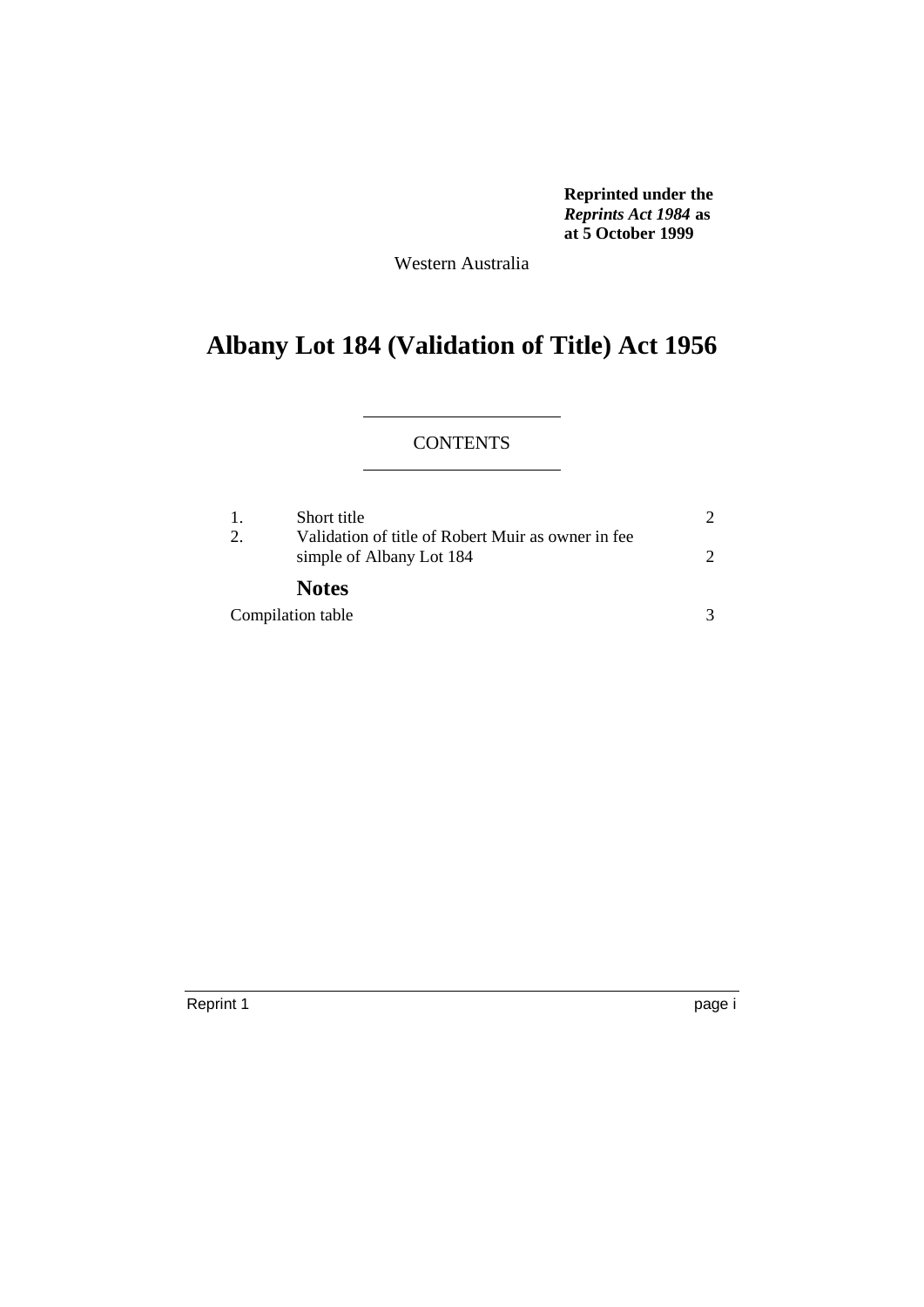**Reprinted under the *Reprints Act 1984* as at 5 October 1999**

Western Australia

# Albany Lot 184 (Validation of Title) Act 1956

CONTENTS

| | | |
|---|---|---|
| 1. | Short title | 2 |
| 2. | Validation of title of Robert Muir as owner in fee simple of Albany Lot 184 | 2 |

**Notes**

| | |
|---|---|
| Compilation table | 3 |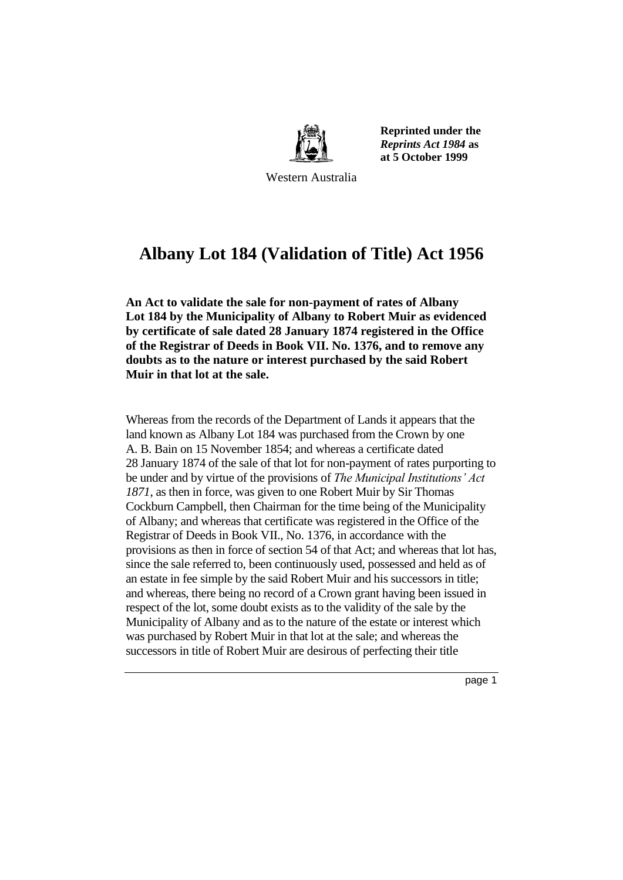Reprinted under the *Reprints Act 1984* as at 5 October 1999

Western Australia

# Albany Lot 184 (Validation of Title) Act 1956

**An Act to validate the sale for non-payment of rates of Albany Lot 184 by the Municipality of Albany to Robert Muir as evidenced by certificate of sale dated 28 January 1874 registered in the Office of the Registrar of Deeds in Book VII. No. 1376, and to remove any doubts as to the nature or interest purchased by the said Robert Muir in that lot at the sale.**

Whereas from the records of the Department of Lands it appears that the land known as Albany Lot 184 was purchased from the Crown by one A. B. Bain on 15 November 1854; and whereas a certificate dated 28 January 1874 of the sale of that lot for non-payment of rates purporting to be under and by virtue of the provisions of *The Municipal Institutions' Act 1871*, as then in force, was given to one Robert Muir by Sir Thomas Cockburn Campbell, then Chairman for the time being of the Municipality of Albany; and whereas that certificate was registered in the Office of the Registrar of Deeds in Book VII., No. 1376, in accordance with the provisions as then in force of section 54 of that Act; and whereas that lot has, since the sale referred to, been continuously used, possessed and held as of an estate in fee simple by the said Robert Muir and his successors in title; and whereas, there being no record of a Crown grant having been issued in respect of the lot, some doubt exists as to the validity of the sale by the Municipality of Albany and as to the nature of the estate or interest which was purchased by Robert Muir in that lot at the sale; and whereas the successors in title of Robert Muir are desirous of perfecting their title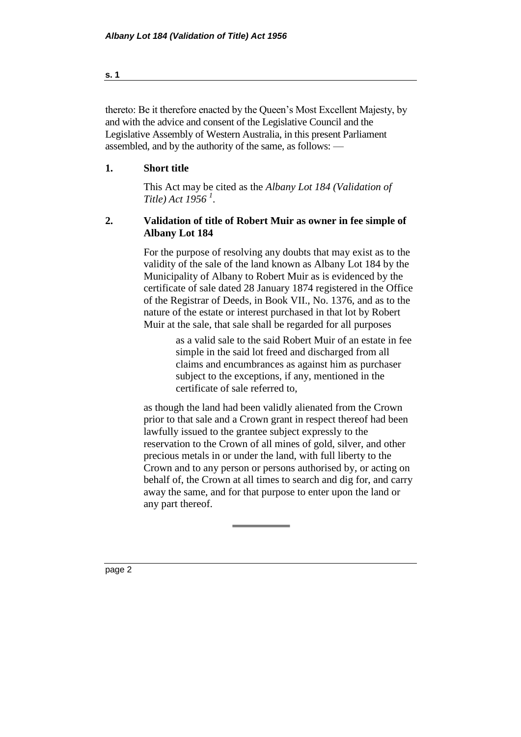thereto: Be it therefore enacted by the Queen's Most Excellent Majesty, by and with the advice and consent of the Legislative Council and the Legislative Assembly of Western Australia, in this present Parliament assembled, and by the authority of the same, as follows: —

## 1. Short title

This Act may be cited as the *Albany Lot 184 (Validation of Title) Act 1956* [1].

## 2. Validation of title of Robert Muir as owner in fee simple of Albany Lot 184

For the purpose of resolving any doubts that may exist as to the validity of the sale of the land known as Albany Lot 184 by the Municipality of Albany to Robert Muir as is evidenced by the certificate of sale dated 28 January 1874 registered in the Office of the Registrar of Deeds, in Book VII., No. 1376, and as to the nature of the estate or interest purchased in that lot by Robert Muir at the sale, that sale shall be regarded for all purposes

> as a valid sale to the said Robert Muir of an estate in fee simple in the said lot freed and discharged from all claims and encumbrances as against him as purchaser subject to the exceptions, if any, mentioned in the certificate of sale referred to,

as though the land had been validly alienated from the Crown prior to that sale and a Crown grant in respect thereof had been lawfully issued to the grantee subject expressly to the reservation to the Crown of all mines of gold, silver, and other precious metals in or under the land, with full liberty to the Crown and to any person or persons authorised by, or acting on behalf of, the Crown at all times to search and dig for, and carry away the same, and for that purpose to enter upon the land or any part thereof.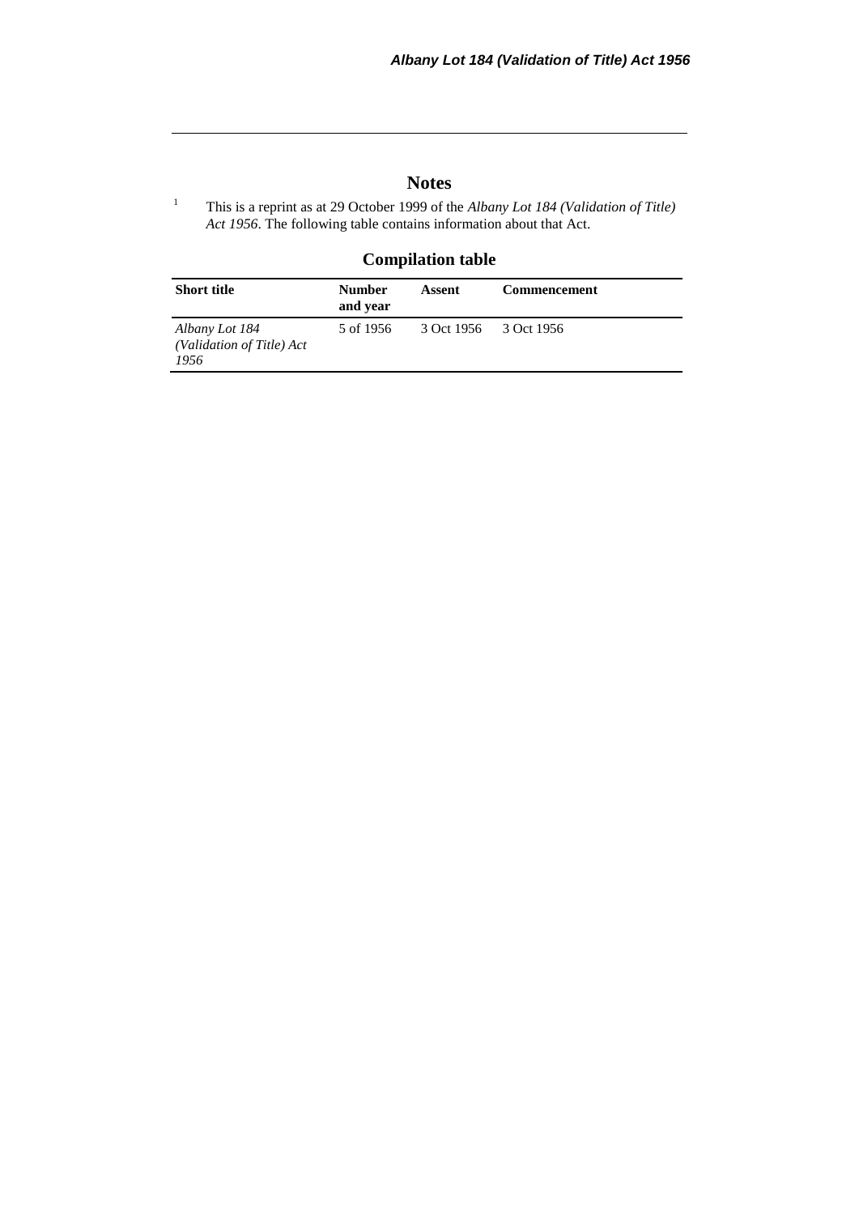## Notes

[1] This is a reprint as at 29 October 1999 of the *Albany Lot 184 (Validation of Title) Act 1956*. The following table contains information about that Act.

### Compilation table

| Short title | Number and year | Assent | Commencement |
| --- | --- | --- | --- |
| *Albany Lot 184 (Validation of Title) Act 1956* | 5 of 1956 | 3 Oct 1956 | 3 Oct 1956 |